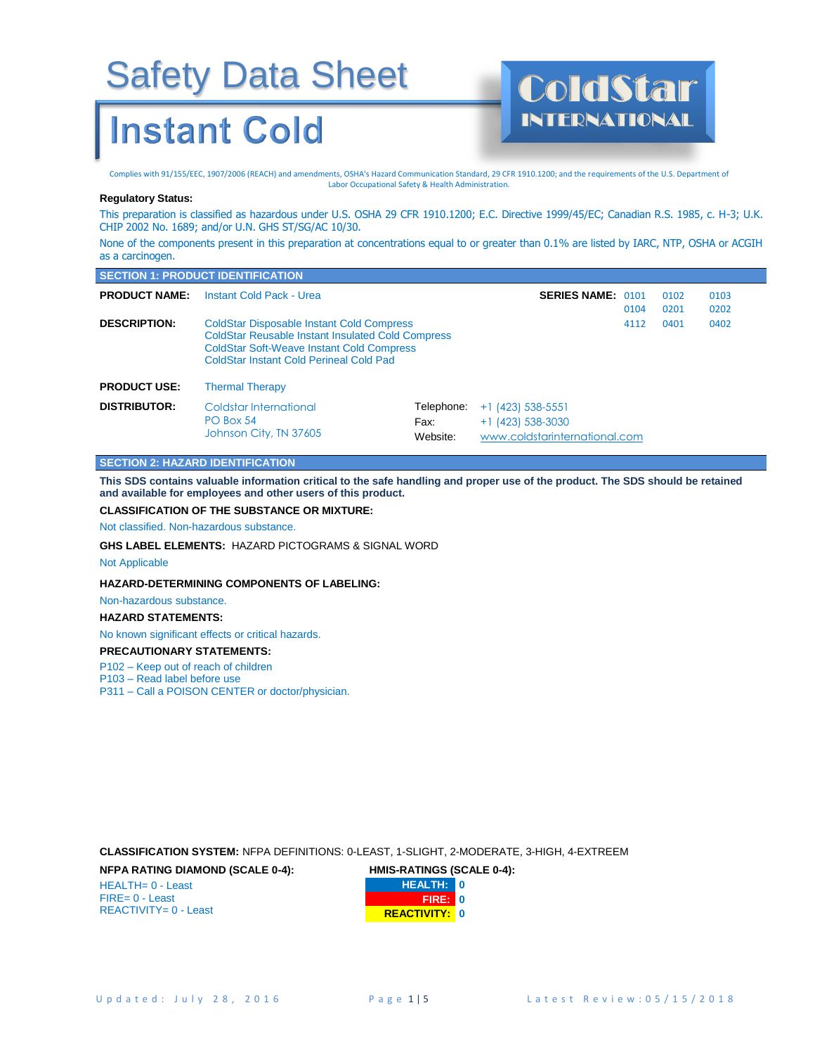# Safety Data Sheet

# Instant Cold

**ColdStar INTERNATIONAL**

Complies with 91/155/EEC, 1907/2006 (REACH) and amendments, OSHA's Hazard Communication Standard, 29 CFR 1910.1200; and the requirements of the U.S. Department of Labor Occupational Safety & Health Administration.

**Regulatory Status:**

This preparation is classified as hazardous under U.S. OSHA 29 CFR 1910.1200; E.C. Directive 1999/45/EC; Canadian R.S. 1985, c. H-3; U.K. CHIP 2002 No. 1689; and/or U.N. GHS ST/SG/AC 10/30.

None of the components present in this preparation at concentrations equal to or greater than 0.1% are listed by IARC, NTP, OSHA or ACGIH as a carcinogen.

## SECTION 1: PRODUCT IDENTIFICATION

**PRODUCT NAME:** Instant Cold Pack - Urea

**SERIES NAME:** 0101, 0102, 0103, 0104, 0201, 0202, 4112, 0401, 0402

**DESCRIPTION:**
ColdStar Disposable Instant Cold Compress
ColdStar Reusable Instant Insulated Cold Compress
ColdStar Soft-Weave Instant Cold Compress
ColdStar Instant Cold Perineal Cold Pad

**PRODUCT USE:** Thermal Therapy

**DISTRIBUTOR:**
Coldstar International
PO Box 54
Johnson City, TN 37605

Telephone: +1 (423) 538-5551
Fax: +1 (423) 538-3030
Website: www.coldstarinternational.com

## SECTION 2: HAZARD IDENTIFICATION

**This SDS contains valuable information critical to the safe handling and proper use of the product. The SDS should be retained and available for employees and other users of this product.**

**CLASSIFICATION OF THE SUBSTANCE OR MIXTURE:**

Not classified. Non-hazardous substance.

**GHS LABEL ELEMENTS:** HAZARD PICTOGRAMS & SIGNAL WORD

Not Applicable

**HAZARD-DETERMINING COMPONENTS OF LABELING:**

Non-hazardous substance.

**HAZARD STATEMENTS:**

No known significant effects or critical hazards.

**PRECAUTIONARY STATEMENTS:**

P102 – Keep out of reach of children
P103 – Read label before use
P311 – Call a POISON CENTER or doctor/physician.

**CLASSIFICATION SYSTEM:** NFPA DEFINITIONS: 0-LEAST, 1-SLIGHT, 2-MODERATE, 3-HIGH, 4-EXTREEM

**NFPA RATING DIAMOND (SCALE 0-4):**

HEALTH= 0 - Least
FIRE= 0 - Least
REACTIVITY= 0 - Least

**HMIS-RATINGS (SCALE 0-4):**

| | |
|---|---|
| HEALTH: | 0 |
| FIRE: | 0 |
| REACTIVITY: | 0 |

Updated: July 28, 2016 | Latest Review: 05/15/2018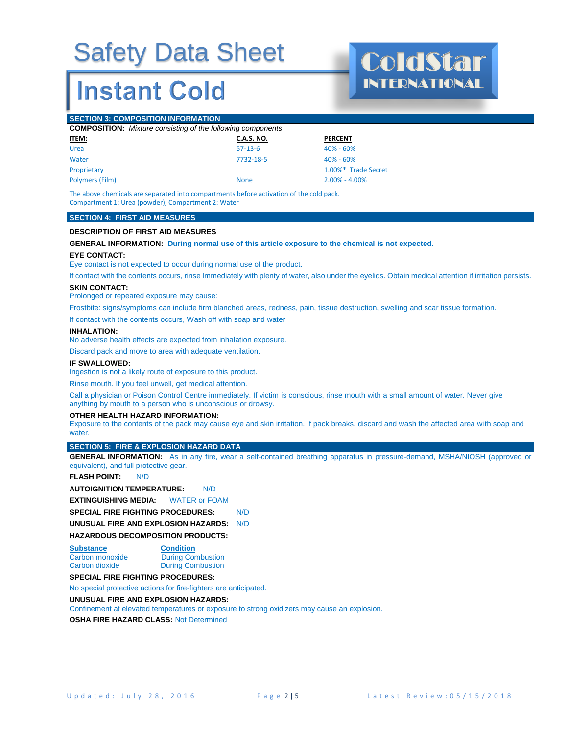# Safety Data Sheet

# Instant Cold

ColdStar INTERNATIONAL

## SECTION 3: COMPOSITION INFORMATION

**COMPOSITION:** *Mixture consisting of the following components*

| ITEM: | C.A.S. NO. | PERCENT |
|---|---|---|
| Urea | 57-13-6 | 40% - 60% |
| Water | 7732-18-5 | 40% - 60% |
| Proprietary | | 1.00%* Trade Secret |
| Polymers (Film) | None | 2.00% - 4.00% |

The above chemicals are separated into compartments before activation of the cold pack.
Compartment 1: Urea (powder), Compartment 2: Water

## SECTION 4: FIRST AID MEASURES

**DESCRIPTION OF FIRST AID MEASURES**

**GENERAL INFORMATION:** **During normal use of this article exposure to the chemical is not expected.**

**EYE CONTACT:**
Eye contact is not expected to occur during normal use of the product.

If contact with the contents occurs, rinse Immediately with plenty of water, also under the eyelids. Obtain medical attention if irritation persists.

**SKIN CONTACT:**
Prolonged or repeated exposure may cause:

Frostbite: signs/symptoms can include firm blanched areas, redness, pain, tissue destruction, swelling and scar tissue formation.

If contact with the contents occurs, Wash off with soap and water

**INHALATION:**
No adverse health effects are expected from inhalation exposure.

Discard pack and move to area with adequate ventilation.

**IF SWALLOWED:**
Ingestion is not a likely route of exposure to this product.

Rinse mouth. If you feel unwell, get medical attention.

Call a physician or Poison Control Centre immediately. If victim is conscious, rinse mouth with a small amount of water. Never give anything by mouth to a person who is unconscious or drowsy.

**OTHER HEALTH HAZARD INFORMATION:**
Exposure to the contents of the pack may cause eye and skin irritation. If pack breaks, discard and wash the affected area with soap and water.

## SECTION 5: FIRE & EXPLOSION HAZARD DATA

**GENERAL INFORMATION:** As in any fire, wear a self-contained breathing apparatus in pressure-demand, MSHA/NIOSH (approved or equivalent), and full protective gear.

**FLASH POINT:** N/D

**AUTOIGNITION TEMPERATURE:** N/D

**EXTINGUISHING MEDIA:** WATER or FOAM

**SPECIAL FIRE FIGHTING PROCEDURES:** N/D

**UNUSUAL FIRE AND EXPLOSION HAZARDS:** N/D

**HAZARDOUS DECOMPOSITION PRODUCTS:**

| Substance | Condition |
|---|---|
| Carbon monoxide | During Combustion |
| Carbon dioxide | During Combustion |

**SPECIAL FIRE FIGHTING PROCEDURES:**

No special protective actions for fire-fighters are anticipated.

**UNUSUAL FIRE AND EXPLOSION HAZARDS:**
Confinement at elevated temperatures or exposure to strong oxidizers may cause an explosion.

**OSHA FIRE HAZARD CLASS:** Not Determined

Updated: July 28, 2016 Latest Review: 05/15/2018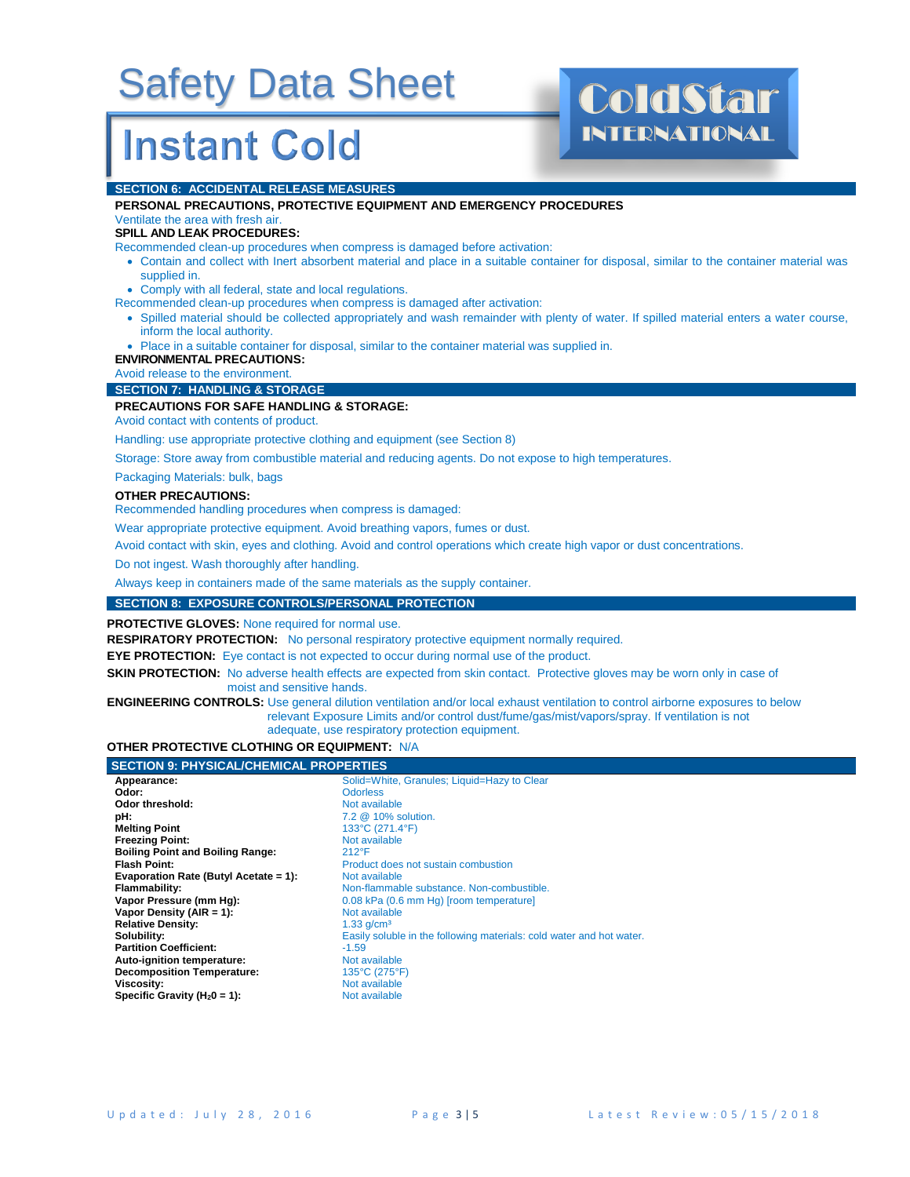## SECTION 6: ACCIDENTAL RELEASE MEASURES

**PERSONAL PRECAUTIONS, PROTECTIVE EQUIPMENT AND EMERGENCY PROCEDURES**

Ventilate the area with fresh air.

**SPILL AND LEAK PROCEDURES:**

Recommended clean-up procedures when compress is damaged before activation:

- Contain and collect with Inert absorbent material and place in a suitable container for disposal, similar to the container material was supplied in.
- Comply with all federal, state and local regulations.

Recommended clean-up procedures when compress is damaged after activation:

- Spilled material should be collected appropriately and wash remainder with plenty of water. If spilled material enters a water course, inform the local authority.
- Place in a suitable container for disposal, similar to the container material was supplied in.

**ENVIRONMENTAL PRECAUTIONS:**

Avoid release to the environment.

## SECTION 7: HANDLING & STORAGE

**PRECAUTIONS FOR SAFE HANDLING & STORAGE:**

Avoid contact with contents of product.

Handling: use appropriate protective clothing and equipment (see Section 8)

Storage: Store away from combustible material and reducing agents. Do not expose to high temperatures.

Packaging Materials: bulk, bags

**OTHER PRECAUTIONS:**

Recommended handling procedures when compress is damaged:

Wear appropriate protective equipment. Avoid breathing vapors, fumes or dust.

Avoid contact with skin, eyes and clothing. Avoid and control operations which create high vapor or dust concentrations.

Do not ingest. Wash thoroughly after handling.

Always keep in containers made of the same materials as the supply container.

## SECTION 8: EXPOSURE CONTROLS/PERSONAL PROTECTION

**PROTECTIVE GLOVES:** None required for normal use.

**RESPIRATORY PROTECTION:** No personal respiratory protective equipment normally required.

**EYE PROTECTION:** Eye contact is not expected to occur during normal use of the product.

**SKIN PROTECTION:** No adverse health effects are expected from skin contact. Protective gloves may be worn only in case of moist and sensitive hands.

**ENGINEERING CONTROLS:** Use general dilution ventilation and/or local exhaust ventilation to control airborne exposures to below relevant Exposure Limits and/or control dust/fume/gas/mist/vapors/spray. If ventilation is not adequate, use respiratory protection equipment.

**OTHER PROTECTIVE CLOTHING OR EQUIPMENT:** N/A

## SECTION 9: PHYSICAL/CHEMICAL PROPERTIES

| Property | Value |
|---|---|
| **Appearance:** | Solid=White, Granules; Liquid=Hazy to Clear |
| **Odor:** | Odorless |
| **Odor threshold:** | Not available |
| **pH:** | 7.2 @ 10% solution. |
| **Melting Point** | 133°C (271.4°F) |
| **Freezing Point:** | Not available |
| **Boiling Point and Boiling Range:** | 212°F |
| **Flash Point:** | Product does not sustain combustion |
| **Evaporation Rate (Butyl Acetate = 1):** | Not available |
| **Flammability:** | Non-flammable substance. Non-combustible. |
| **Vapor Pressure (mm Hg):** | 0.08 kPa (0.6 mm Hg) [room temperature] |
| **Vapor Density (AIR = 1):** | Not available |
| **Relative Density:** | 1.33 g/cm³ |
| **Solubility:** | Easily soluble in the following materials: cold water and hot water. |
| **Partition Coefficient:** | -1.59 |
| **Auto-ignition temperature:** | Not available |
| **Decomposition Temperature:** | 135°C (275°F) |
| **Viscosity:** | Not available |
| **Specific Gravity ($H_20$ = 1):** | Not available |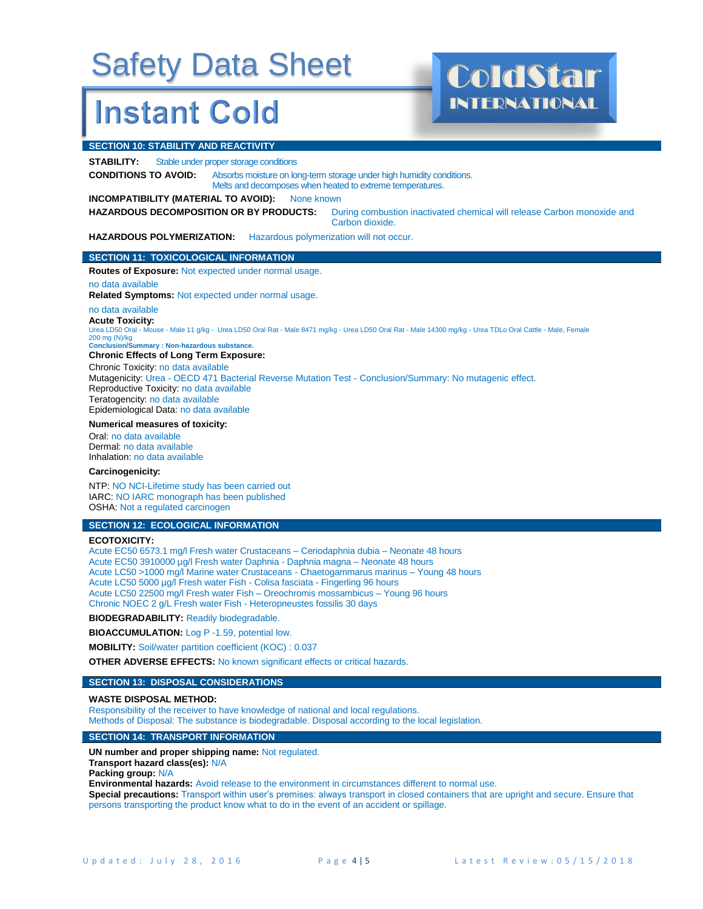# Safety Data Sheet

# Instant Cold

ColdStar INTERNATIONAL

## SECTION 10: STABILITY AND REACTIVITY

**STABILITY:** Stable under proper storage conditions

**CONDITIONS TO AVOID:** Absorbs moisture on long-term storage under high humidity conditions. Melts and decomposes when heated to extreme temperatures.

**INCOMPATIBILITY (MATERIAL TO AVOID):** None known

**HAZARDOUS DECOMPOSITION OR BY PRODUCTS:** During combustion inactivated chemical will release Carbon monoxide and Carbon dioxide.

**HAZARDOUS POLYMERIZATION:** Hazardous polymerization will not occur.

## SECTION 11: TOXICOLOGICAL INFORMATION

**Routes of Exposure:** Not expected under normal usage.

no data available

**Related Symptoms:** Not expected under normal usage.

no data available

**Acute Toxicity:**

Urea LD50 Oral - Mouse - Male 11 g/kg - Urea LD50 Oral Rat - Male 8471 mg/kg - Urea LD50 Oral Rat - Male 14300 mg/kg - Urea TDLo Oral Cattle - Male, Female 200 mg (N)/kg

**Conclusion/Summary : Non-hazardous substance.**

**Chronic Effects of Long Term Exposure:**

Chronic Toxicity: no data available
Mutagenicity: Urea - OECD 471 Bacterial Reverse Mutation Test - Conclusion/Summary: No mutagenic effect.
Reproductive Toxicity: no data available
Teratogencity: no data available
Epidemiological Data: no data available

**Numerical measures of toxicity:**

Oral: no data available
Dermal: no data available
Inhalation: no data available

**Carcinogenicity:**

NTP: NO NCI-Lifetime study has been carried out
IARC: NO IARC monograph has been published
OSHA: Not a regulated carcinogen

## SECTION 12: ECOLOGICAL INFORMATION

**ECOTOXICITY:**

Acute EC50 6573.1 mg/l Fresh water Crustaceans – Ceriodaphnia dubia – Neonate 48 hours
Acute EC50 3910000 µg/l Fresh water Daphnia - Daphnia magna – Neonate 48 hours
Acute LC50 >1000 mg/l Marine water Crustaceans - Chaetogammarus marinus – Young 48 hours
Acute LC50 5000 µg/l Fresh water Fish - Colisa fasciata - Fingerling 96 hours
Acute LC50 22500 mg/l Fresh water Fish – Oreochromis mossambicus – Young 96 hours
Chronic NOEC 2 g/L Fresh water Fish - Heteropneustes fossilis 30 days

**BIODEGRADABILITY:** Readily biodegradable.

**BIOACCUMULATION:** Log P -1.59, potential low.

**MOBILITY:** Soil/water partition coefficient (KOC) : 0.037

**OTHER ADVERSE EFFECTS:** No known significant effects or critical hazards.

## SECTION 13: DISPOSAL CONSIDERATIONS

**WASTE DISPOSAL METHOD:**

Responsibility of the receiver to have knowledge of national and local regulations.
Methods of Disposal: The substance is biodegradable. Disposal according to the local legislation.

## SECTION 14: TRANSPORT INFORMATION

**UN number and proper shipping name:** Not regulated.
**Transport hazard class(es):** N/A
**Packing group:** N/A
**Environmental hazards:** Avoid release to the environment in circumstances different to normal use.
**Special precautions:** Transport within user's premises: always transport in closed containers that are upright and secure. Ensure that persons transporting the product know what to do in the event of an accident or spillage.

Updated: July 28, 2016 Latest Review: 05/15/2018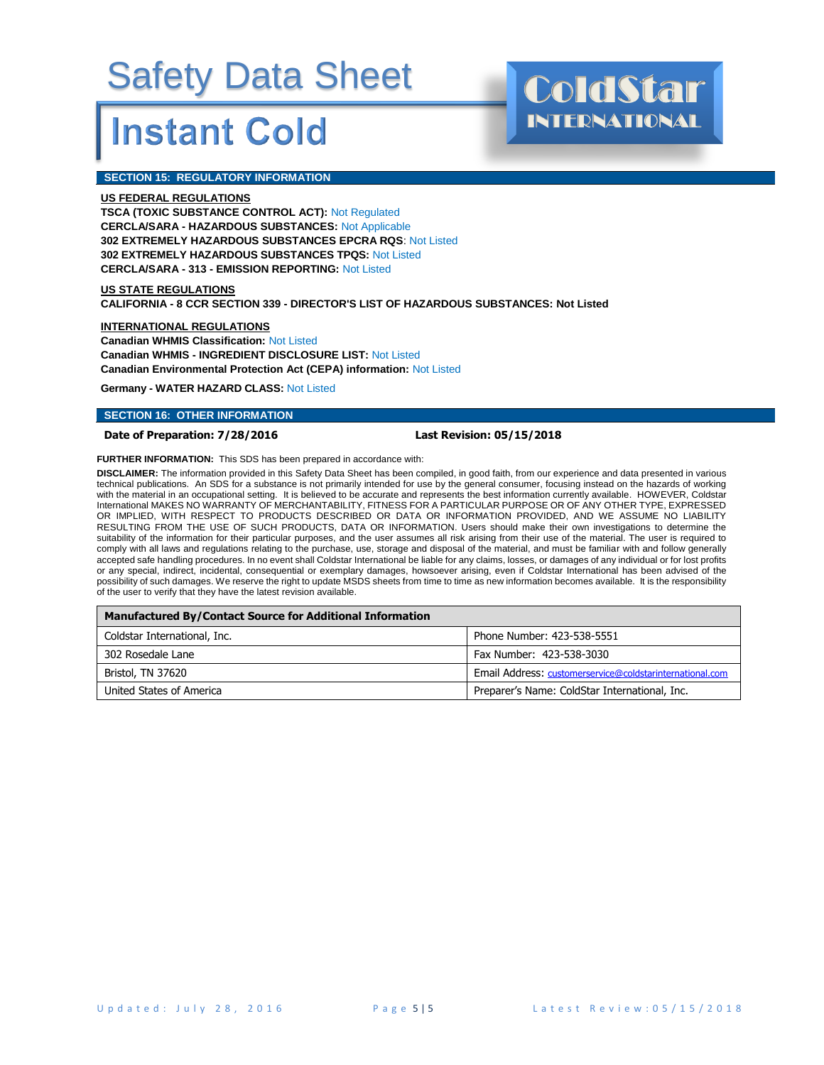# Safety Data Sheet

# Instant Cold

ColdStar INTERNATIONAL

## SECTION 15: REGULATORY INFORMATION

**US FEDERAL REGULATIONS**

**TSCA (TOXIC SUBSTANCE CONTROL ACT):** Not Regulated
**CERCLA/SARA - HAZARDOUS SUBSTANCES:** Not Applicable
**302 EXTREMELY HAZARDOUS SUBSTANCES EPCRA RQS**: Not Listed
**302 EXTREMELY HAZARDOUS SUBSTANCES TPQS:** Not Listed
**CERCLA/SARA - 313 - EMISSION REPORTING:** Not Listed

**US STATE REGULATIONS**

**CALIFORNIA - 8 CCR SECTION 339 - DIRECTOR'S LIST OF HAZARDOUS SUBSTANCES: Not Listed**

**INTERNATIONAL REGULATIONS**

**Canadian WHMIS Classification:** Not Listed
**Canadian WHMIS - INGREDIENT DISCLOSURE LIST:** Not Listed
**Canadian Environmental Protection Act (CEPA) information:** Not Listed

**Germany - WATER HAZARD CLASS:** Not Listed

## SECTION 16: OTHER INFORMATION

**Date of Preparation: 7/28/2016** **Last Revision: 05/15/2018**

**FURTHER INFORMATION:** This SDS has been prepared in accordance with:

**DISCLAIMER:** The information provided in this Safety Data Sheet has been compiled, in good faith, from our experience and data presented in various technical publications. An SDS for a substance is not primarily intended for use by the general consumer, focusing instead on the hazards of working with the material in an occupational setting. It is believed to be accurate and represents the best information currently available. HOWEVER, Coldstar International MAKES NO WARRANTY OF MERCHANTABILITY, FITNESS FOR A PARTICULAR PURPOSE OR OF ANY OTHER TYPE, EXPRESSED OR IMPLIED, WITH RESPECT TO PRODUCTS DESCRIBED OR DATA OR INFORMATION PROVIDED, AND WE ASSUME NO LIABILITY RESULTING FROM THE USE OF SUCH PRODUCTS, DATA OR INFORMATION. Users should make their own investigations to determine the suitability of the information for their particular purposes, and the user assumes all risk arising from their use of the material. The user is required to comply with all laws and regulations relating to the purchase, use, storage and disposal of the material, and must be familiar with and follow generally accepted safe handling procedures. In no event shall Coldstar International be liable for any claims, losses, or damages of any individual or for lost profits or any special, indirect, incidental, consequential or exemplary damages, howsoever arising, even if Coldstar International has been advised of the possibility of such damages. We reserve the right to update MSDS sheets from time to time as new information becomes available. It is the responsibility of the user to verify that they have the latest revision available.

| **Manufactured By/Contact Source for Additional Information** | |
|---|---|
| Coldstar International, Inc. | Phone Number: 423-538-5551 |
| 302 Rosedale Lane | Fax Number: 423-538-3030 |
| Bristol, TN 37620 | Email Address: customerservice@coldstarinternational.com |
| United States of America | Preparer's Name: ColdStar International, Inc. |